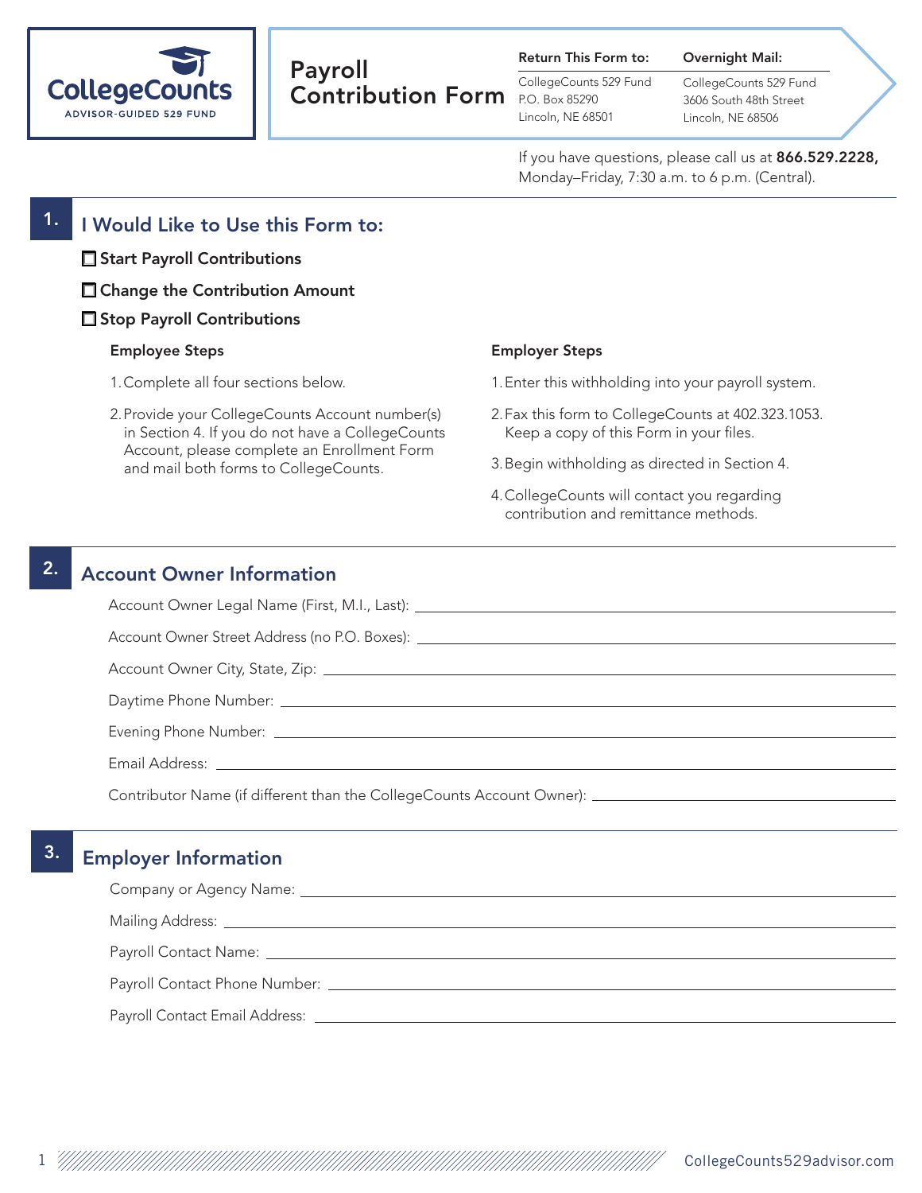CollegeCounts
ADVISOR-GUIDED 529 FUND

# Payroll Contribution Form

**Return This Form to:**
CollegeCounts 529 Fund
P.O. Box 85290
Lincoln, NE 68501

**Overnight Mail:**
CollegeCounts 529 Fund
3606 South 48th Street
Lincoln, NE 68506

If you have questions, please call us at **866.529.2228,** Monday–Friday, 7:30 a.m. to 6 p.m. (Central).

## 1. I Would Like to Use this Form to:

- ☐ **Start Payroll Contributions**
- ☐ **Change the Contribution Amount**
- ☐ **Stop Payroll Contributions**

**Employee Steps**

1. Complete all four sections below.
2. Provide your CollegeCounts Account number(s) in Section 4. If you do not have a CollegeCounts Account, please complete an Enrollment Form and mail both forms to CollegeCounts.

**Employer Steps**

1. Enter this withholding into your payroll system.
2. Fax this form to CollegeCounts at 402.323.1053. Keep a copy of this Form in your files.
3. Begin withholding as directed in Section 4.
4. CollegeCounts will contact you regarding contribution and remittance methods.

## 2. Account Owner Information

Account Owner Legal Name (First, M.I., Last): ______________________

Account Owner Street Address (no P.O. Boxes): ______________________

Account Owner City, State, Zip: ______________________

Daytime Phone Number: ______________________

Evening Phone Number: ______________________

Email Address: ______________________

Contributor Name (if different than the CollegeCounts Account Owner): ______________________

## 3. Employer Information

Company or Agency Name: ______________________

Mailing Address: ______________________

Payroll Contact Name: ______________________

Payroll Contact Phone Number: ______________________

Payroll Contact Email Address: ______________________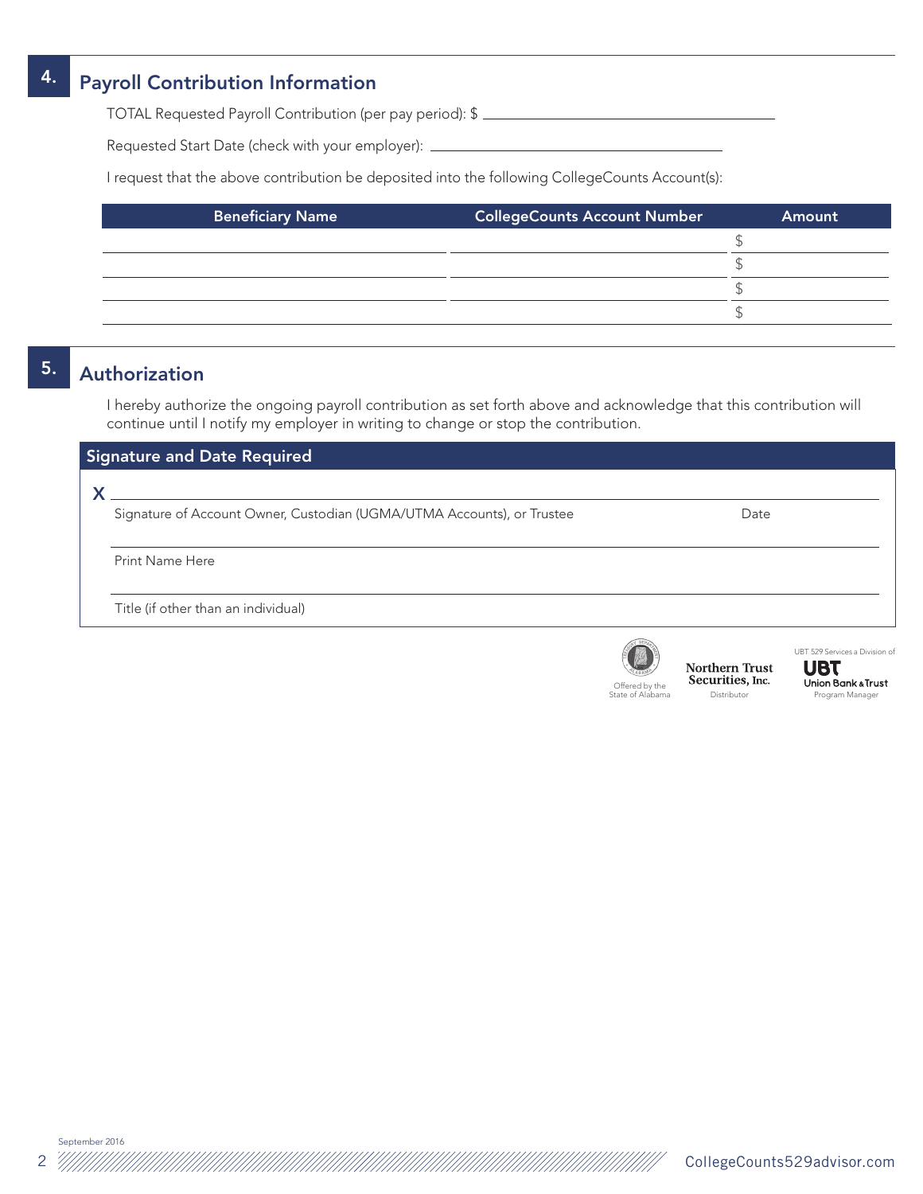## 4. Payroll Contribution Information

TOTAL Requested Payroll Contribution (per pay period): $ ______________________________

Requested Start Date (check with your employer): ______________________________

I request that the above contribution be deposited into the following CollegeCounts Account(s):

| Beneficiary Name | CollegeCounts Account Number | Amount |
|---|---|---|
| | | $ |
| | | $ |
| | | $ |
| | | $ |

## 5. Authorization

I hereby authorize the ongoing payroll contribution as set forth above and acknowledge that this contribution will continue until I notify my employer in writing to change or stop the contribution.

**Signature and Date Required**

X ______________________________________________________________

Signature of Account Owner, Custodian (UGMA/UTMA Accounts), or Trustee          Date

______________________________________________________________

Print Name Here

______________________________________________________________

Title (if other than an individual)

Offered by the State of Alabama

Northern Trust Securities, Inc.
Distributor

UBT 529 Services a Division of
UBT Union Bank & Trust
Program Manager

September 2016

CollegeCounts529advisor.com